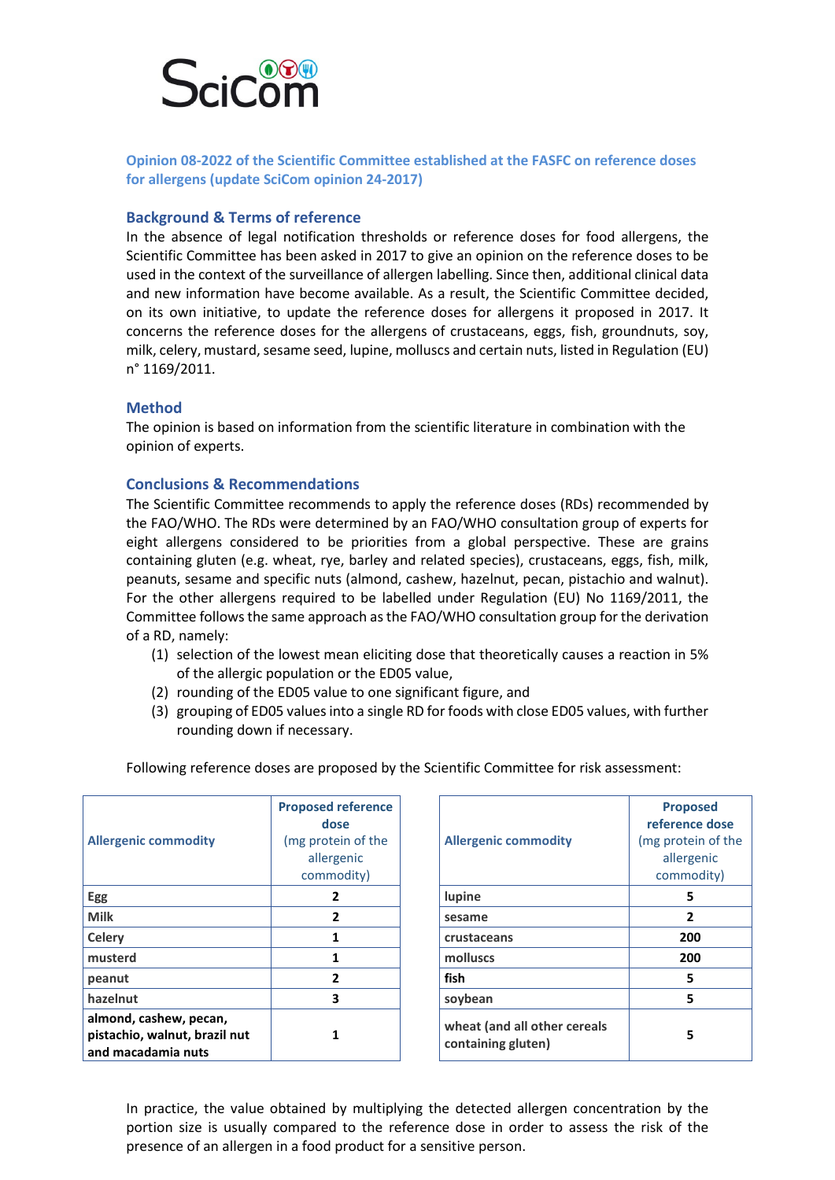SciCom

**Opinion 08-2022 of the Scientific Committee established at the FASFC on reference doses for allergens (update SciCom opinion 24-2017)**

## Background & Terms of reference

In the absence of legal notification thresholds or reference doses for food allergens, the Scientific Committee has been asked in 2017 to give an opinion on the reference doses to be used in the context of the surveillance of allergen labelling. Since then, additional clinical data and new information have become available. As a result, the Scientific Committee decided, on its own initiative, to update the reference doses for allergens it proposed in 2017. It concerns the reference doses for the allergens of crustaceans, eggs, fish, groundnuts, soy, milk, celery, mustard, sesame seed, lupine, molluscs and certain nuts, listed in Regulation (EU) n° 1169/2011.

## Method

The opinion is based on information from the scientific literature in combination with the opinion of experts.

## Conclusions & Recommendations

The Scientific Committee recommends to apply the reference doses (RDs) recommended by the FAO/WHO. The RDs were determined by an FAO/WHO consultation group of experts for eight allergens considered to be priorities from a global perspective. These are grains containing gluten (e.g. wheat, rye, barley and related species), crustaceans, eggs, fish, milk, peanuts, sesame and specific nuts (almond, cashew, hazelnut, pecan, pistachio and walnut). For the other allergens required to be labelled under Regulation (EU) No 1169/2011, the Committee follows the same approach as the FAO/WHO consultation group for the derivation of a RD, namely:

(1) selection of the lowest mean eliciting dose that theoretically causes a reaction in 5% of the allergic population or the ED05 value,
(2) rounding of the ED05 value to one significant figure, and
(3) grouping of ED05 values into a single RD for foods with close ED05 values, with further rounding down if necessary.

Following reference doses are proposed by the Scientific Committee for risk assessment:

| Allergenic commodity | Proposed reference dose (mg protein of the allergenic commodity) |
|---|---|
| **Egg** | **2** |
| **Milk** | **2** |
| **Celery** | **1** |
| **musterd** | **1** |
| **peanut** | **2** |
| **hazelnut** | **3** |
| **almond, cashew, pecan, pistachio, walnut, brazil nut and macadamia nuts** | **1** |

| Allergenic commodity | Proposed reference dose (mg protein of the allergenic commodity) |
|---|---|
| **lupine** | **5** |
| **sesame** | **2** |
| **crustaceans** | **200** |
| **molluscs** | **200** |
| **fish** | **5** |
| **soybean** | **5** |
| **wheat (and all other cereals containing gluten)** | **5** |

In practice, the value obtained by multiplying the detected allergen concentration by the portion size is usually compared to the reference dose in order to assess the risk of the presence of an allergen in a food product for a sensitive person.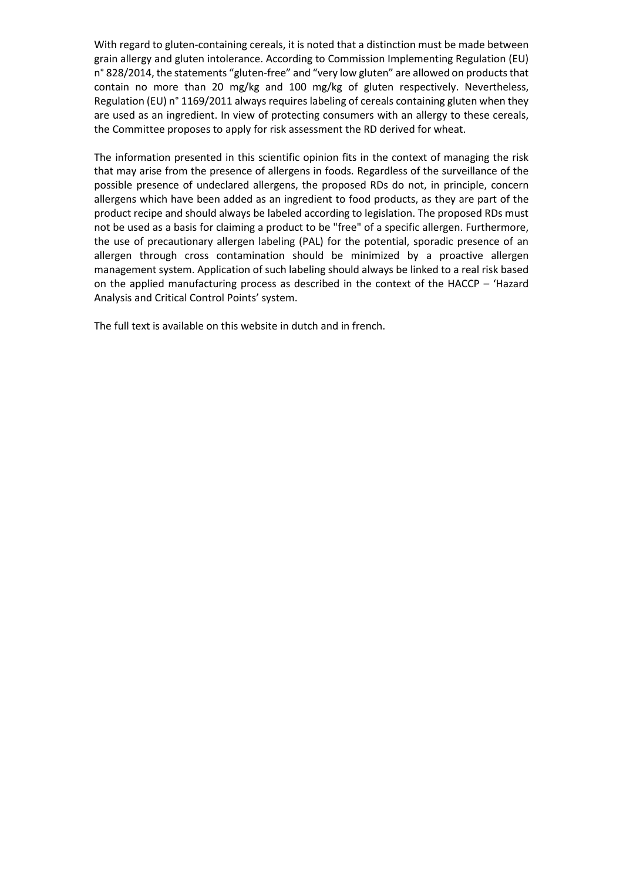With regard to gluten-containing cereals, it is noted that a distinction must be made between grain allergy and gluten intolerance. According to Commission Implementing Regulation (EU) n° 828/2014, the statements "gluten-free" and "very low gluten" are allowed on products that contain no more than 20 mg/kg and 100 mg/kg of gluten respectively. Nevertheless, Regulation (EU) n° 1169/2011 always requires labeling of cereals containing gluten when they are used as an ingredient. In view of protecting consumers with an allergy to these cereals, the Committee proposes to apply for risk assessment the RD derived for wheat.

The information presented in this scientific opinion fits in the context of managing the risk that may arise from the presence of allergens in foods. Regardless of the surveillance of the possible presence of undeclared allergens, the proposed RDs do not, in principle, concern allergens which have been added as an ingredient to food products, as they are part of the product recipe and should always be labeled according to legislation. The proposed RDs must not be used as a basis for claiming a product to be "free" of a specific allergen. Furthermore, the use of precautionary allergen labeling (PAL) for the potential, sporadic presence of an allergen through cross contamination should be minimized by a proactive allergen management system. Application of such labeling should always be linked to a real risk based on the applied manufacturing process as described in the context of the HACCP – 'Hazard Analysis and Critical Control Points' system.

The full text is available on this website in dutch and in french.